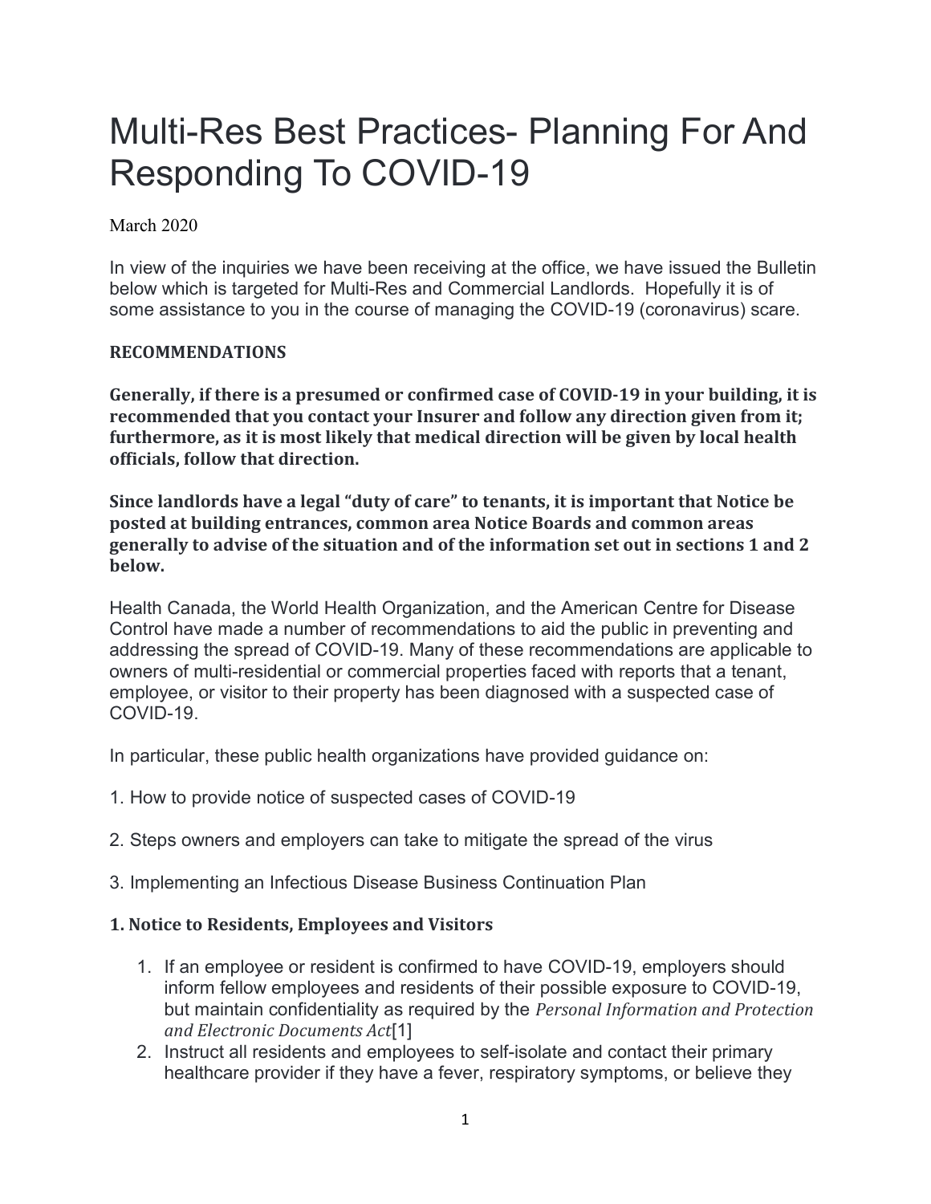# Multi-Res Best Practices- Planning For And Responding To COVID-19

March 2020

In view of the inquiries we have been receiving at the office, we have issued the Bulletin below which is targeted for Multi-Res and Commercial Landlords. Hopefully it is of some assistance to you in the course of managing the COVID-19 (coronavirus) scare.

**RECOMMENDATIONS**

**Generally, if there is a presumed or confirmed case of COVID-19 in your building, it is recommended that you contact your Insurer and follow any direction given from it; furthermore, as it is most likely that medical direction will be given by local health officials, follow that direction.**

**Since landlords have a legal "duty of care" to tenants, it is important that Notice be posted at building entrances, common area Notice Boards and common areas generally to advise of the situation and of the information set out in sections 1 and 2 below.**

Health Canada, the World Health Organization, and the American Centre for Disease Control have made a number of recommendations to aid the public in preventing and addressing the spread of COVID-19. Many of these recommendations are applicable to owners of multi-residential or commercial properties faced with reports that a tenant, employee, or visitor to their property has been diagnosed with a suspected case of COVID-19.

In particular, these public health organizations have provided guidance on:

1. How to provide notice of suspected cases of COVID-19

2. Steps owners and employers can take to mitigate the spread of the virus

3. Implementing an Infectious Disease Business Continuation Plan

### 1. Notice to Residents, Employees and Visitors

1. If an employee or resident is confirmed to have COVID-19, employers should inform fellow employees and residents of their possible exposure to COVID-19, but maintain confidentiality as required by the *Personal Information and Protection and Electronic Documents Act*[1]
2. Instruct all residents and employees to self-isolate and contact their primary healthcare provider if they have a fever, respiratory symptoms, or believe they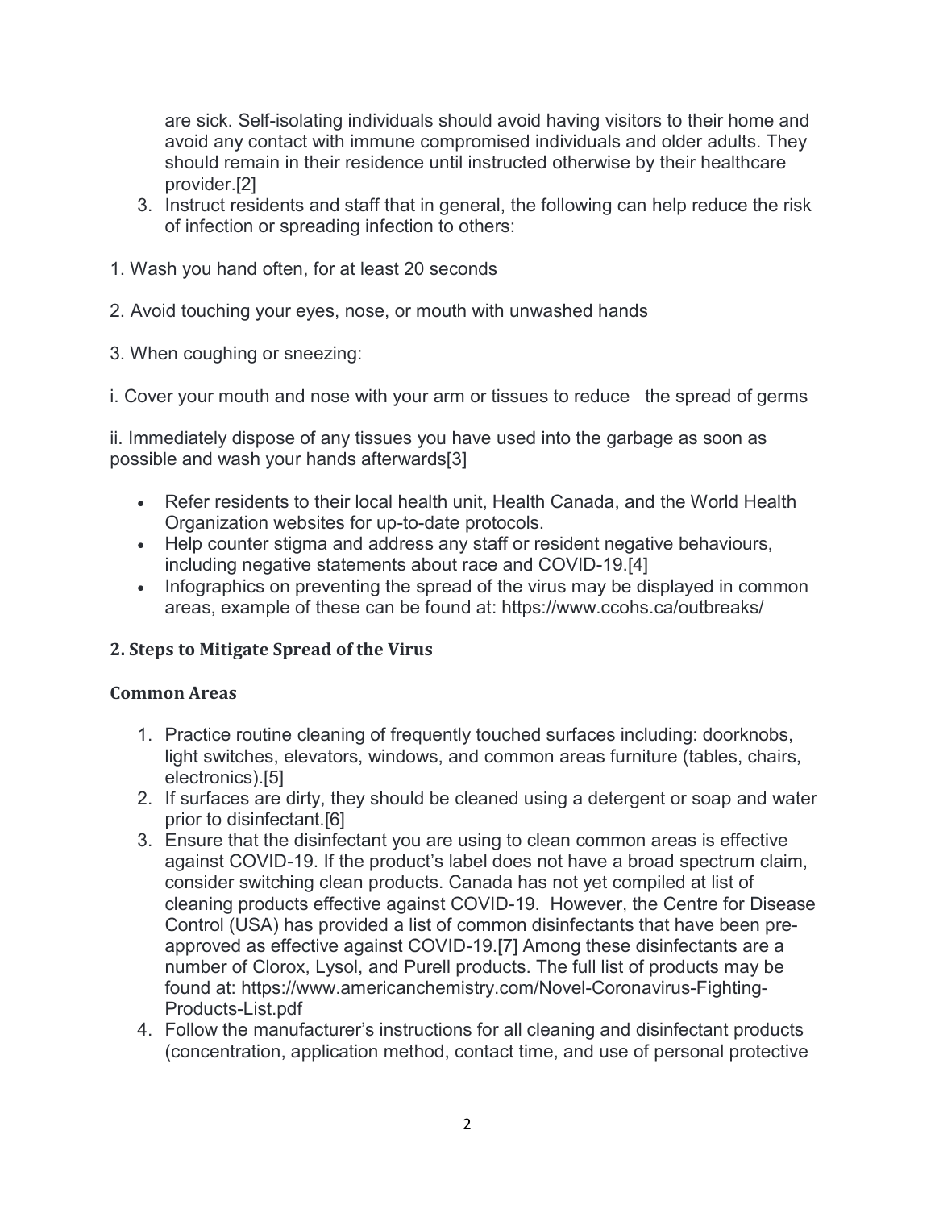are sick. Self-isolating individuals should avoid having visitors to their home and avoid any contact with immune compromised individuals and older adults. They should remain in their residence until instructed otherwise by their healthcare provider.[2]

3. Instruct residents and staff that in general, the following can help reduce the risk of infection or spreading infection to others:

1. Wash you hand often, for at least 20 seconds

2. Avoid touching your eyes, nose, or mouth with unwashed hands

3. When coughing or sneezing:

i. Cover your mouth and nose with your arm or tissues to reduce the spread of germs

ii. Immediately dispose of any tissues you have used into the garbage as soon as possible and wash your hands afterwards[3]

- Refer residents to their local health unit, Health Canada, and the World Health Organization websites for up-to-date protocols.
- Help counter stigma and address any staff or resident negative behaviours, including negative statements about race and COVID-19.[4]
- Infographics on preventing the spread of the virus may be displayed in common areas, example of these can be found at: https://www.ccohs.ca/outbreaks/

## 2. Steps to Mitigate Spread of the Virus

### Common Areas

1. Practice routine cleaning of frequently touched surfaces including: doorknobs, light switches, elevators, windows, and common areas furniture (tables, chairs, electronics).[5]
2. If surfaces are dirty, they should be cleaned using a detergent or soap and water prior to disinfectant.[6]
3. Ensure that the disinfectant you are using to clean common areas is effective against COVID-19. If the product's label does not have a broad spectrum claim, consider switching clean products. Canada has not yet compiled at list of cleaning products effective against COVID-19. However, the Centre for Disease Control (USA) has provided a list of common disinfectants that have been pre-approved as effective against COVID-19.[7] Among these disinfectants are a number of Clorox, Lysol, and Purell products. The full list of products may be found at: https://www.americanchemistry.com/Novel-Coronavirus-Fighting-Products-List.pdf
4. Follow the manufacturer's instructions for all cleaning and disinfectant products (concentration, application method, contact time, and use of personal protective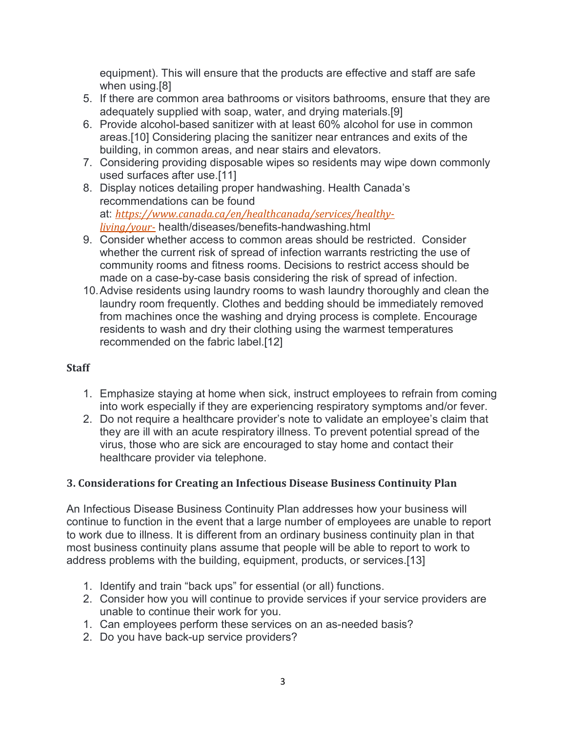equipment). This will ensure that the products are effective and staff are safe when using.[8]

5. If there are common area bathrooms or visitors bathrooms, ensure that they are adequately supplied with soap, water, and drying materials.[9]
6. Provide alcohol-based sanitizer with at least 60% alcohol for use in common areas.[10] Considering placing the sanitizer near entrances and exits of the building, in common areas, and near stairs and elevators.
7. Considering providing disposable wipes so residents may wipe down commonly used surfaces after use.[11]
8. Display notices detailing proper handwashing. Health Canada's recommendations can be found at: *https://www.canada.ca/en/healthcanada/services/healthy-living/your-* health/diseases/benefits-handwashing.html
9. Consider whether access to common areas should be restricted. Consider whether the current risk of spread of infection warrants restricting the use of community rooms and fitness rooms. Decisions to restrict access should be made on a case-by-case basis considering the risk of spread of infection.
10. Advise residents using laundry rooms to wash laundry thoroughly and clean the laundry room frequently. Clothes and bedding should be immediately removed from machines once the washing and drying process is complete. Encourage residents to wash and dry their clothing using the warmest temperatures recommended on the fabric label.[12]

**Staff**

1. Emphasize staying at home when sick, instruct employees to refrain from coming into work especially if they are experiencing respiratory symptoms and/or fever.
2. Do not require a healthcare provider's note to validate an employee's claim that they are ill with an acute respiratory illness. To prevent potential spread of the virus, those who are sick are encouraged to stay home and contact their healthcare provider via telephone.

### 3. Considerations for Creating an Infectious Disease Business Continuity Plan

An Infectious Disease Business Continuity Plan addresses how your business will continue to function in the event that a large number of employees are unable to report to work due to illness. It is different from an ordinary business continuity plan in that most business continuity plans assume that people will be able to report to work to address problems with the building, equipment, products, or services.[13]

1. Identify and train "back ups" for essential (or all) functions.
2. Consider how you will continue to provide services if your service providers are unable to continue their work for you.
1. Can employees perform these services on an as-needed basis?
2. Do you have back-up service providers?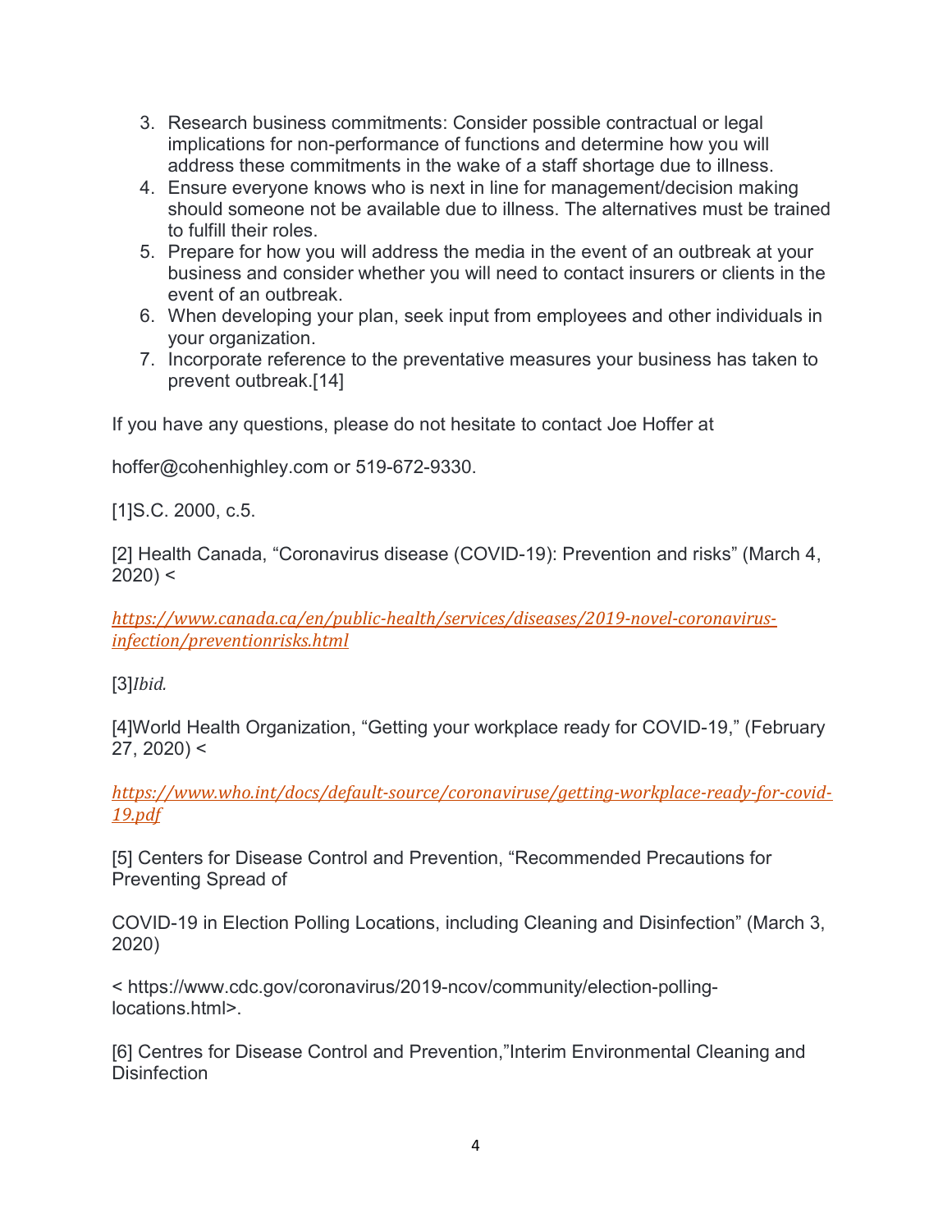3. Research business commitments: Consider possible contractual or legal implications for non-performance of functions and determine how you will address these commitments in the wake of a staff shortage due to illness.
4. Ensure everyone knows who is next in line for management/decision making should someone not be available due to illness. The alternatives must be trained to fulfill their roles.
5. Prepare for how you will address the media in the event of an outbreak at your business and consider whether you will need to contact insurers or clients in the event of an outbreak.
6. When developing your plan, seek input from employees and other individuals in your organization.
7. Incorporate reference to the preventative measures your business has taken to prevent outbreak.[14]

If you have any questions, please do not hesitate to contact Joe Hoffer at

hoffer@cohenhighley.com or 519-672-9330.

[1]S.C. 2000, c.5.

[2] Health Canada, "Coronavirus disease (COVID-19): Prevention and risks" (March 4, 2020) <

*https://www.canada.ca/en/public-health/services/diseases/2019-novel-coronavirus-infection/preventionrisks.html*

[3]*Ibid.*

[4]World Health Organization, "Getting your workplace ready for COVID-19," (February 27, 2020) <

*https://www.who.int/docs/default-source/coronaviruse/getting-workplace-ready-for-covid-19.pdf*

[5] Centers for Disease Control and Prevention, "Recommended Precautions for Preventing Spread of

COVID-19 in Election Polling Locations, including Cleaning and Disinfection" (March 3, 2020)

< https://www.cdc.gov/coronavirus/2019-ncov/community/election-polling-locations.html>.

[6] Centres for Disease Control and Prevention,"Interim Environmental Cleaning and Disinfection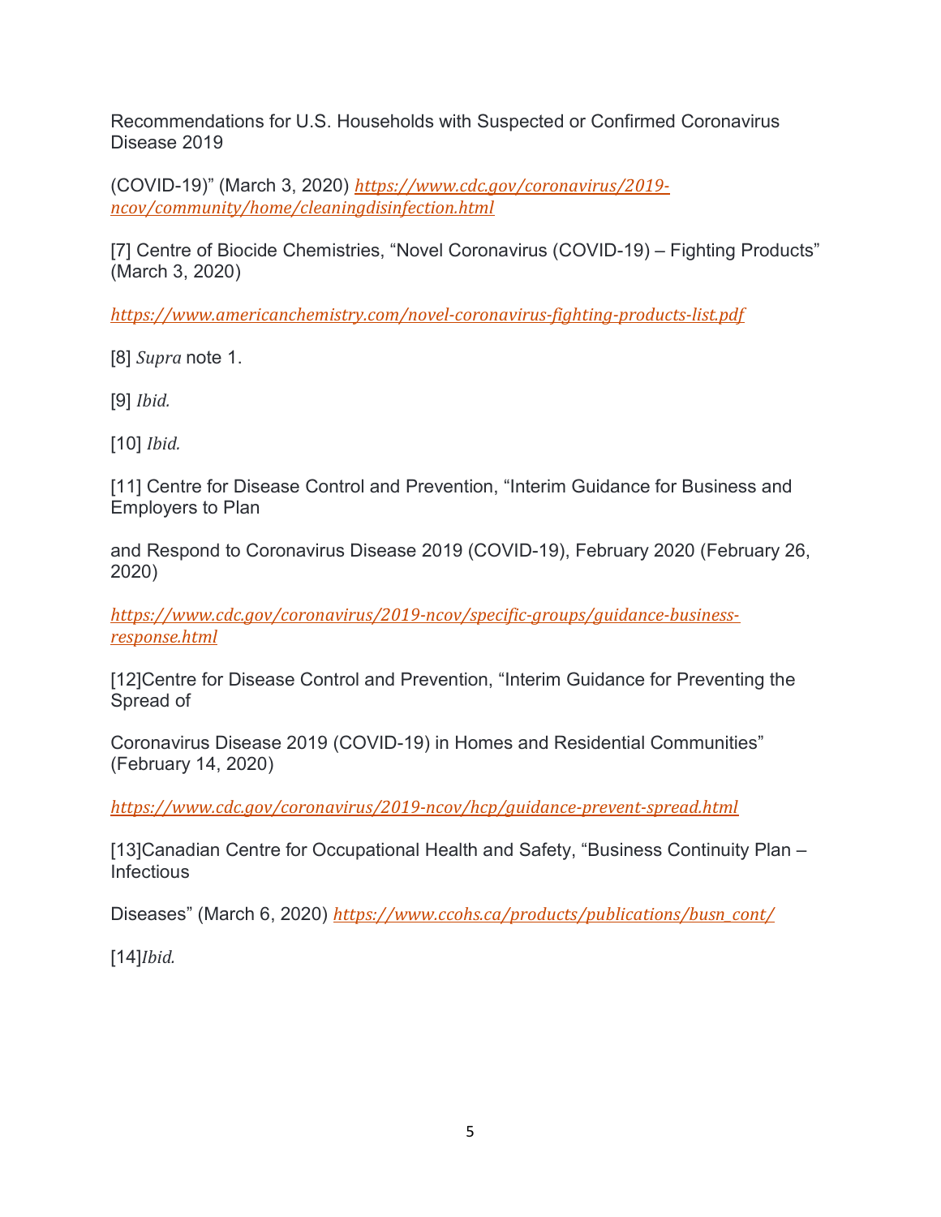Recommendations for U.S. Households with Suspected or Confirmed Coronavirus Disease 2019

(COVID-19)" (March 3, 2020) [https://www.cdc.gov/coronavirus/2019-ncov/community/home/cleaningdisinfection.html](https://www.cdc.gov/coronavirus/2019-ncov/community/home/cleaningdisinfection.html)

[7] Centre of Biocide Chemistries, "Novel Coronavirus (COVID-19) – Fighting Products" (March 3, 2020)

[https://www.americanchemistry.com/novel-coronavirus-fighting-products-list.pdf](https://www.americanchemistry.com/novel-coronavirus-fighting-products-list.pdf)

[8] *Supra* note 1.

[9] *Ibid.*

[10] *Ibid.*

[11] Centre for Disease Control and Prevention, "Interim Guidance for Business and Employers to Plan

and Respond to Coronavirus Disease 2019 (COVID-19), February 2020 (February 26, 2020)

[https://www.cdc.gov/coronavirus/2019-ncov/specific-groups/guidance-business-response.html](https://www.cdc.gov/coronavirus/2019-ncov/specific-groups/guidance-business-response.html)

[12]Centre for Disease Control and Prevention, "Interim Guidance for Preventing the Spread of

Coronavirus Disease 2019 (COVID-19) in Homes and Residential Communities" (February 14, 2020)

[https://www.cdc.gov/coronavirus/2019-ncov/hcp/guidance-prevent-spread.html](https://www.cdc.gov/coronavirus/2019-ncov/hcp/guidance-prevent-spread.html)

[13]Canadian Centre for Occupational Health and Safety, "Business Continuity Plan – Infectious

Diseases" (March 6, 2020) [https://www.ccohs.ca/products/publications/busn_cont/](https://www.ccohs.ca/products/publications/busn_cont/)

[14]*Ibid.*